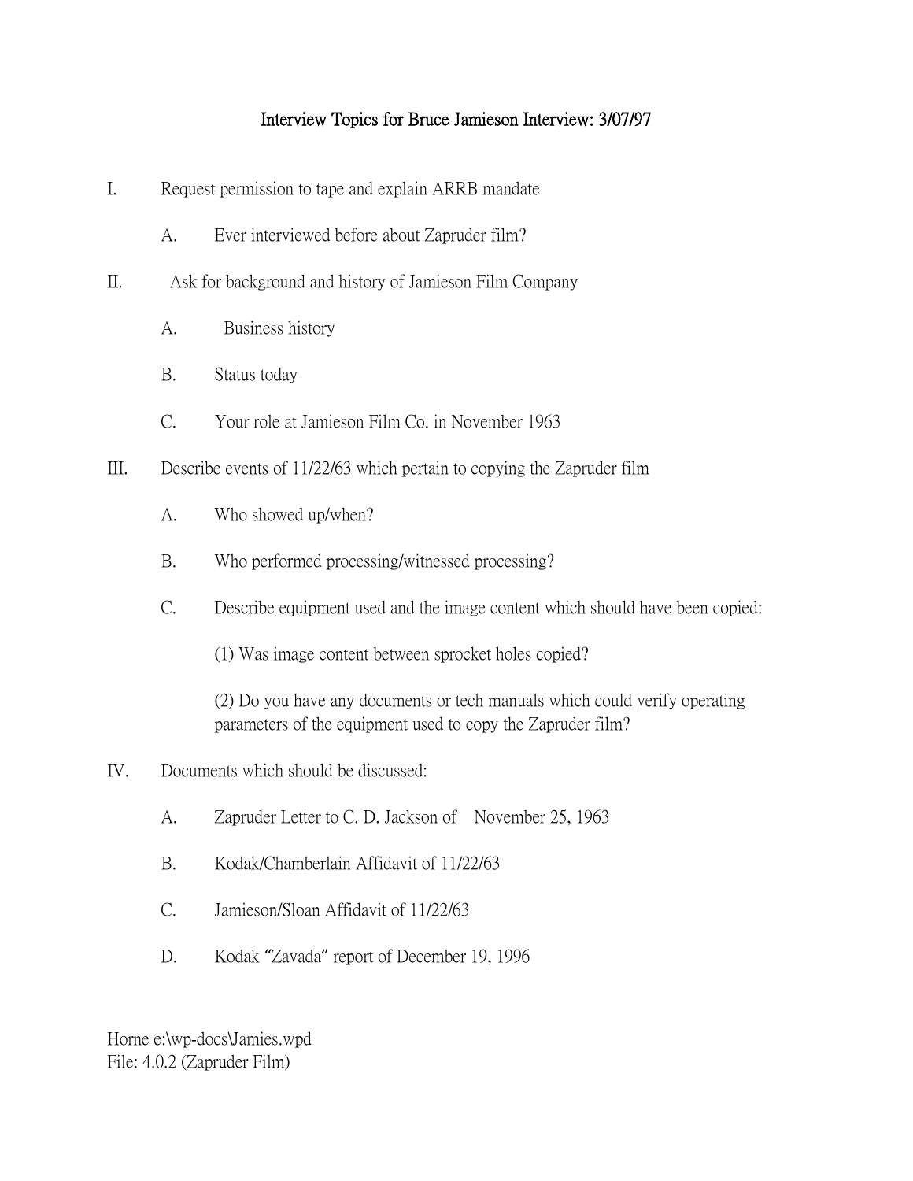# Interview Topics for Bruce Jamieson Interview: 3/07/97

I. Request permission to tape and explain ARRB mandate

  A. Ever interviewed before about Zapruder film?

II. Ask for background and history of Jamieson Film Company

  A. Business history

  B. Status today

  C. Your role at Jamieson Film Co. in November 1963

III. Describe events of 11/22/63 which pertain to copying the Zapruder film

  A. Who showed up/when?

  B. Who performed processing/witnessed processing?

  C. Describe equipment used and the image content which should have been copied:

    (1) Was image content between sprocket holes copied?

    (2) Do you have any documents or tech manuals which could verify operating parameters of the equipment used to copy the Zapruder film?

IV. Documents which should be discussed:

  A. Zapruder Letter to C. D. Jackson of November 25, 1963

  B. Kodak/Chamberlain Affidavit of 11/22/63

  C. Jamieson/Sloan Affidavit of 11/22/63

  D. Kodak "Zavada" report of December 19, 1996

Horne e:\wp-docs\Jamies.wpd
File: 4.0.2 (Zapruder Film)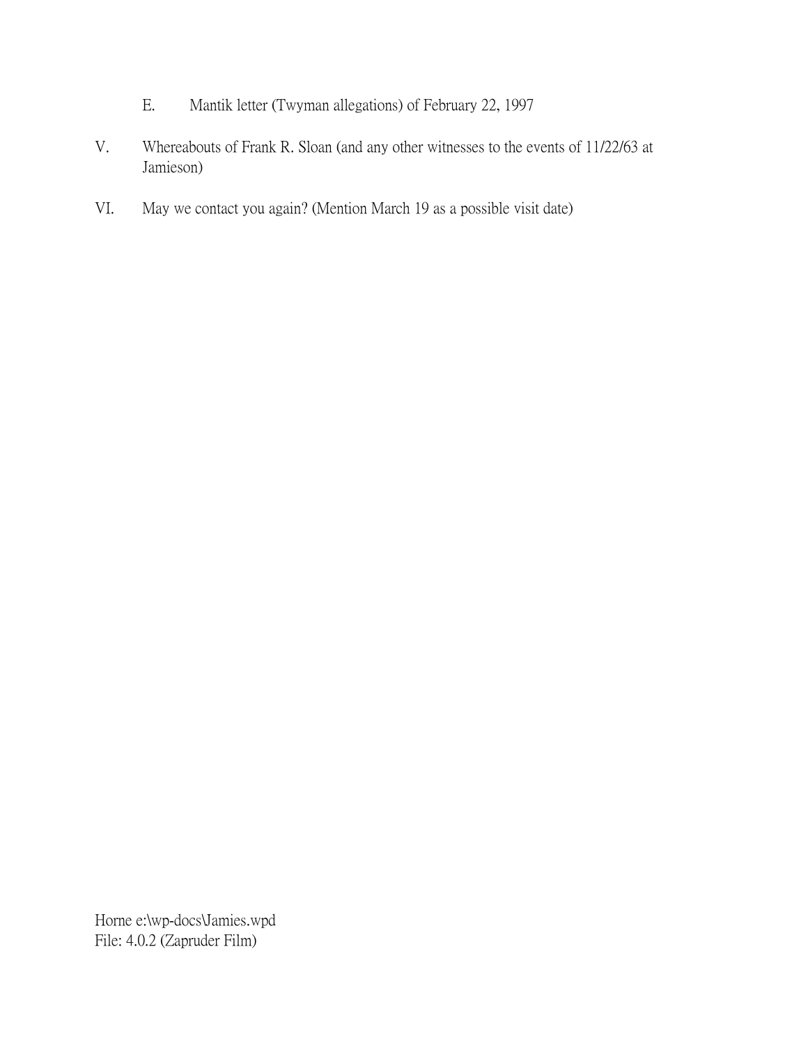E. Mantik letter (Twyman allegations) of February 22, 1997

V. Whereabouts of Frank R. Sloan (and any other witnesses to the events of 11/22/63 at Jamieson)

VI. May we contact you again? (Mention March 19 as a possible visit date)

Horne e:\wp-docs\Jamies.wpd
File: 4.0.2 (Zapruder Film)